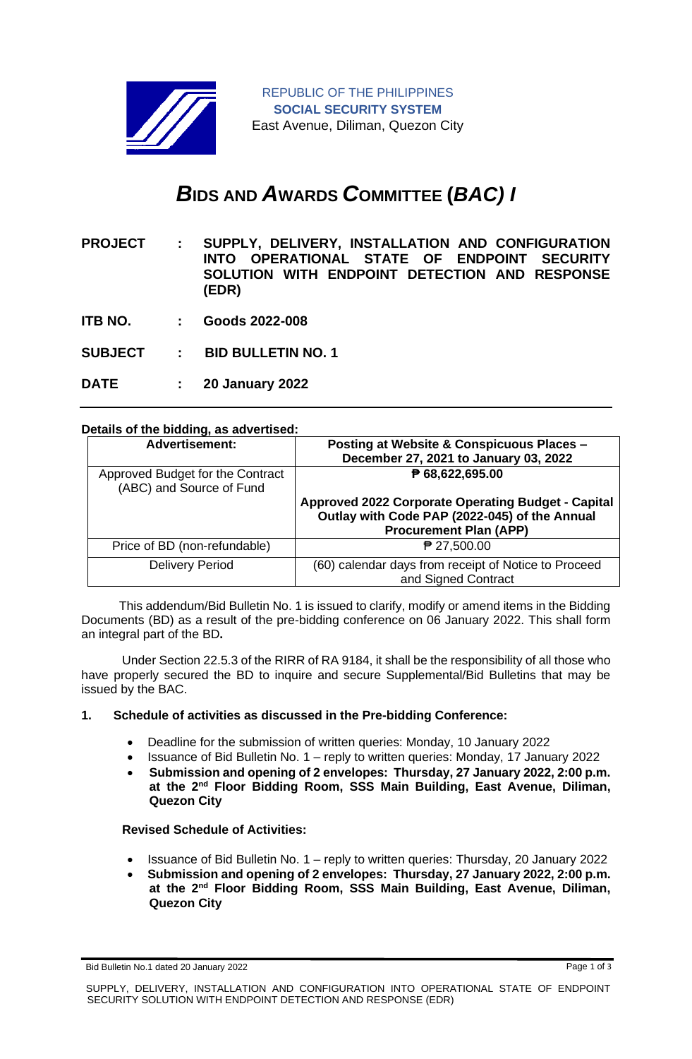REPUBLIC OF THE PHILIPPINES
**SOCIAL SECURITY SYSTEM**
East Avenue, Diliman, Quezon City

# *B*IDS AND *A*WARDS *C*OMMITTEE (*BAC) I*

**PROJECT : SUPPLY, DELIVERY, INSTALLATION AND CONFIGURATION INTO OPERATIONAL STATE OF ENDPOINT SECURITY SOLUTION WITH ENDPOINT DETECTION AND RESPONSE (EDR)**

**ITB NO. : Goods 2022-008**

**SUBJECT : BID BULLETIN NO. 1**

**DATE : 20 January 2022**

---

**Details of the bidding, as advertised:**

| **Advertisement:** | **Posting at Website & Conspicuous Places – December 27, 2021 to January 03, 2022** |
|---|---|
| Approved Budget for the Contract (ABC) and Source of Fund | **₱ 68,622,695.00**<br><br>**Approved 2022 Corporate Operating Budget - Capital Outlay with Code PAP (2022-045) of the Annual Procurement Plan (APP)** |
| Price of BD (non-refundable) | ₱ 27,500.00 |
| Delivery Period | (60) calendar days from receipt of Notice to Proceed and Signed Contract |

This addendum/Bid Bulletin No. 1 is issued to clarify, modify or amend items in the Bidding Documents (BD) as a result of the pre-bidding conference on 06 January 2022. This shall form an integral part of the BD**.**

Under Section 22.5.3 of the RIRR of RA 9184, it shall be the responsibility of all those who have properly secured the BD to inquire and secure Supplemental/Bid Bulletins that may be issued by the BAC.

**1. Schedule of activities as discussed in the Pre-bidding Conference:**

- Deadline for the submission of written queries: Monday, 10 January 2022
- Issuance of Bid Bulletin No. 1 – reply to written queries: Monday, 17 January 2022
- **Submission and opening of 2 envelopes: Thursday, 27 January 2022, 2:00 p.m. at the 2nd Floor Bidding Room, SSS Main Building, East Avenue, Diliman, Quezon City**

**Revised Schedule of Activities:**

- Issuance of Bid Bulletin No. 1 – reply to written queries: Thursday, 20 January 2022
- **Submission and opening of 2 envelopes: Thursday, 27 January 2022, 2:00 p.m. at the 2nd Floor Bidding Room, SSS Main Building, East Avenue, Diliman, Quezon City**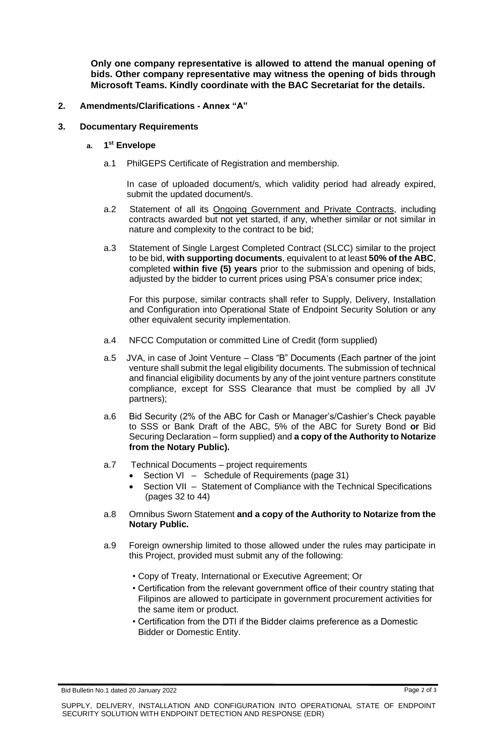**Only one company representative is allowed to attend the manual opening of bids. Other company representative may witness the opening of bids through Microsoft Teams. Kindly coordinate with the BAC Secretariat for the details.**

**2. Amendments/Clarifications - Annex "A"**

**3. Documentary Requirements**

**a. 1st Envelope**

a.1 PhilGEPS Certificate of Registration and membership.

In case of uploaded document/s, which validity period had already expired, submit the updated document/s.

a.2 Statement of all its Ongoing Government and Private Contracts, including contracts awarded but not yet started, if any, whether similar or not similar in nature and complexity to the contract to be bid;

a.3 Statement of Single Largest Completed Contract (SLCC) similar to the project to be bid, **with supporting documents**, equivalent to at least **50% of the ABC**, completed **within five (5) years** prior to the submission and opening of bids, adjusted by the bidder to current prices using PSA's consumer price index;

For this purpose, similar contracts shall refer to Supply, Delivery, Installation and Configuration into Operational State of Endpoint Security Solution or any other equivalent security implementation.

a.4 NFCC Computation or committed Line of Credit (form supplied)

a.5 JVA, in case of Joint Venture – Class "B" Documents (Each partner of the joint venture shall submit the legal eligibility documents. The submission of technical and financial eligibility documents by any of the joint venture partners constitute compliance, except for SSS Clearance that must be complied by all JV partners);

a.6 Bid Security (2% of the ABC for Cash or Manager's/Cashier's Check payable to SSS or Bank Draft of the ABC, 5% of the ABC for Surety Bond **or** Bid Securing Declaration – form supplied) and **a copy of the Authority to Notarize from the Notary Public).**

a.7 Technical Documents – project requirements

- Section VI – Schedule of Requirements (page 31)
- Section VII – Statement of Compliance with the Technical Specifications (pages 32 to 44)

a.8 Omnibus Sworn Statement **and a copy of the Authority to Notarize from the Notary Public.**

a.9 Foreign ownership limited to those allowed under the rules may participate in this Project, provided must submit any of the following:

- Copy of Treaty, International or Executive Agreement; Or
- Certification from the relevant government office of their country stating that Filipinos are allowed to participate in government procurement activities for the same item or product.
- Certification from the DTI if the Bidder claims preference as a Domestic Bidder or Domestic Entity.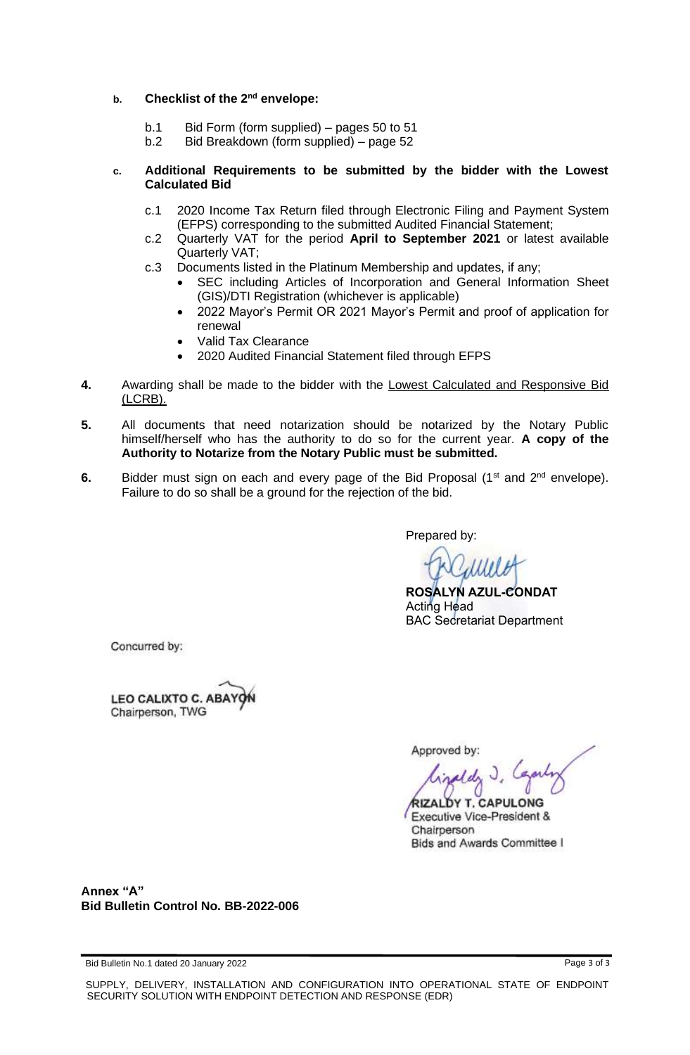b. **Checklist of the 2nd envelope:**

- b.1 Bid Form (form supplied) – pages 50 to 51
- b.2 Bid Breakdown (form supplied) – page 52

c. **Additional Requirements to be submitted by the bidder with the Lowest Calculated Bid**

- c.1 2020 Income Tax Return filed through Electronic Filing and Payment System (EFPS) corresponding to the submitted Audited Financial Statement;
- c.2 Quarterly VAT for the period **April to September 2021** or latest available Quarterly VAT;
- c.3 Documents listed in the Platinum Membership and updates, if any;
  - SEC including Articles of Incorporation and General Information Sheet (GIS)/DTI Registration (whichever is applicable)
  - 2022 Mayor's Permit OR 2021 Mayor's Permit and proof of application for renewal
  - Valid Tax Clearance
  - 2020 Audited Financial Statement filed through EFPS

**4.** Awarding shall be made to the bidder with the Lowest Calculated and Responsive Bid (LCRB).

**5.** All documents that need notarization should be notarized by the Notary Public himself/herself who has the authority to do so for the current year. **A copy of the Authority to Notarize from the Notary Public must be submitted.**

**6.** Bidder must sign on each and every page of the Bid Proposal (1st and 2nd envelope). Failure to do so shall be a ground for the rejection of the bid.

Prepared by:

**ROSALYN AZUL-CONDAT**
Acting Head
BAC Secretariat Department

Concurred by:

**LEO CALIXTO C. ABAYON**
Chairperson, TWG

Approved by:

**RIZALDY T. CAPULONG**
Executive Vice-President &
Chairperson
Bids and Awards Committee I

**Annex "A"**
**Bid Bulletin Control No. BB-2022-006**

Bid Bulletin No.1 dated 20 January 2022

SUPPLY, DELIVERY, INSTALLATION AND CONFIGURATION INTO OPERATIONAL STATE OF ENDPOINT SECURITY SOLUTION WITH ENDPOINT DETECTION AND RESPONSE (EDR)